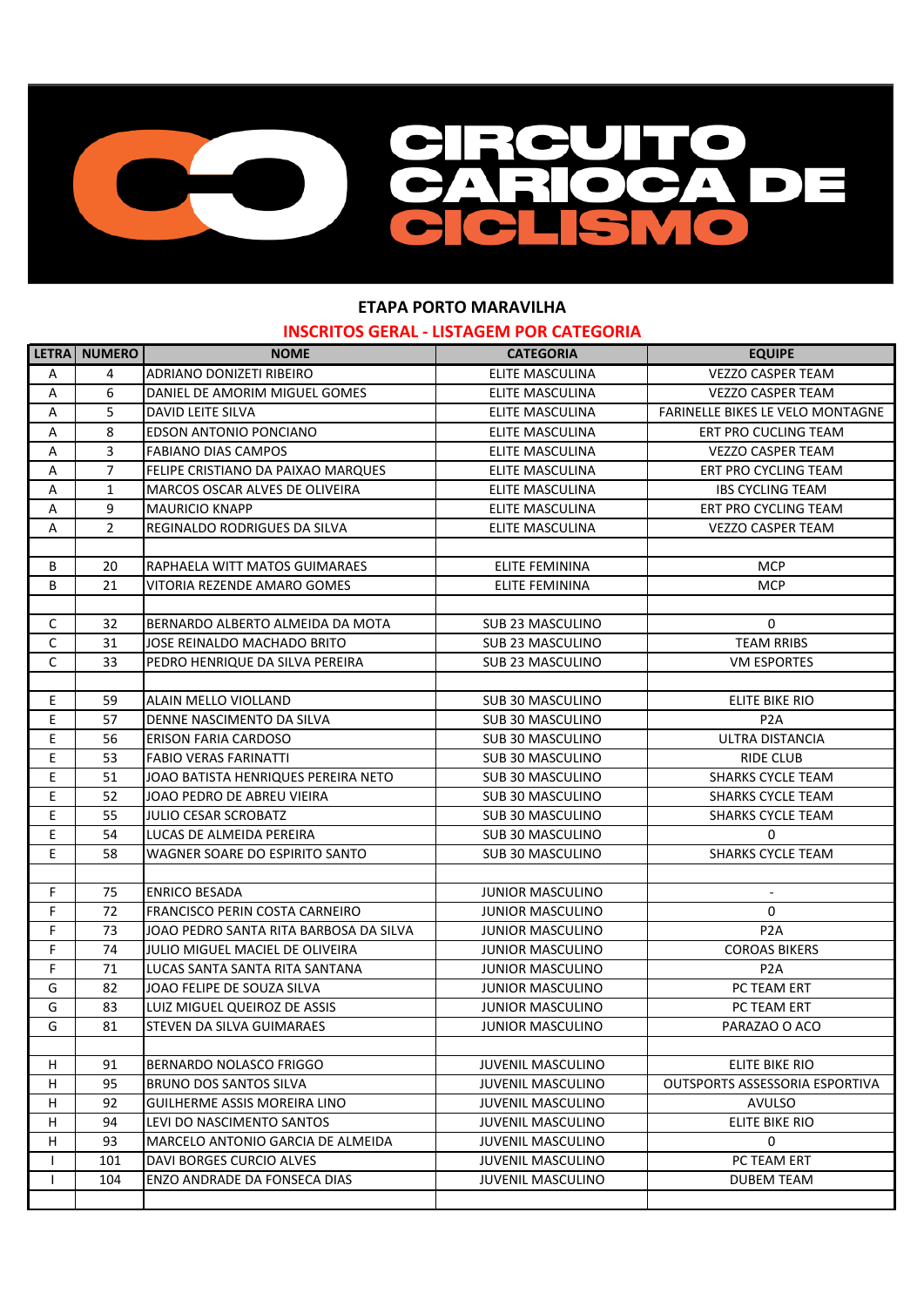# CIRCUITO CARIOCA DE CICLISMO

## ETAPA PORTO MARAVILHA

### INSCRITOS GERAL - LISTAGEM POR CATEGORIA

| LETRA | NUMERO | NOME | CATEGORIA | EQUIPE |
|---|---|---|---|---|
| A | 4 | ADRIANO DONIZETI RIBEIRO | ELITE MASCULINA | VEZZO CASPER TEAM |
| A | 6 | DANIEL DE AMORIM MIGUEL GOMES | ELITE MASCULINA | VEZZO CASPER TEAM |
| A | 5 | DAVID LEITE SILVA | ELITE MASCULINA | FARINELLE BIKES LE VELO MONTAGNE |
| A | 8 | EDSON ANTONIO PONCIANO | ELITE MASCULINA | ERT PRO CUCLING TEAM |
| A | 3 | FABIANO DIAS CAMPOS | ELITE MASCULINA | VEZZO CASPER TEAM |
| A | 7 | FELIPE CRISTIANO DA PAIXAO MARQUES | ELITE MASCULINA | ERT PRO CYCLING TEAM |
| A | 1 | MARCOS OSCAR ALVES DE OLIVEIRA | ELITE MASCULINA | IBS CYCLING TEAM |
| A | 9 | MAURICIO KNAPP | ELITE MASCULINA | ERT PRO CYCLING TEAM |
| A | 2 | REGINALDO RODRIGUES DA SILVA | ELITE MASCULINA | VEZZO CASPER TEAM |
| | | | | |
| B | 20 | RAPHAELA WITT MATOS GUIMARAES | ELITE FEMININA | MCP |
| B | 21 | VITORIA REZENDE AMARO GOMES | ELITE FEMININA | MCP |
| | | | | |
| C | 32 | BERNARDO ALBERTO ALMEIDA DA MOTA | SUB 23 MASCULINO | 0 |
| C | 31 | JOSE REINALDO MACHADO BRITO | SUB 23 MASCULINO | TEAM RRIBS |
| C | 33 | PEDRO HENRIQUE DA SILVA PEREIRA | SUB 23 MASCULINO | VM ESPORTES |
| | | | | |
| E | 59 | ALAIN MELLO VIOLLAND | SUB 30 MASCULINO | ELITE BIKE RIO |
| E | 57 | DENNE NASCIMENTO DA SILVA | SUB 30 MASCULINO | P2A |
| E | 56 | ERISON FARIA CARDOSO | SUB 30 MASCULINO | ULTRA DISTANCIA |
| E | 53 | FABIO VERAS FARINATTI | SUB 30 MASCULINO | RIDE CLUB |
| E | 51 | JOAO BATISTA HENRIQUES PEREIRA NETO | SUB 30 MASCULINO | SHARKS CYCLE TEAM |
| E | 52 | JOAO PEDRO DE ABREU VIEIRA | SUB 30 MASCULINO | SHARKS CYCLE TEAM |
| E | 55 | JULIO CESAR SCROBATZ | SUB 30 MASCULINO | SHARKS CYCLE TEAM |
| E | 54 | LUCAS DE ALMEIDA PEREIRA | SUB 30 MASCULINO | 0 |
| E | 58 | WAGNER SOARE DO ESPIRITO SANTO | SUB 30 MASCULINO | SHARKS CYCLE TEAM |
| | | | | |
| F | 75 | ENRICO BESADA | JUNIOR MASCULINO | - |
| F | 72 | FRANCISCO PERIN COSTA CARNEIRO | JUNIOR MASCULINO | 0 |
| F | 73 | JOAO PEDRO SANTA RITA BARBOSA DA SILVA | JUNIOR MASCULINO | P2A |
| F | 74 | JULIO MIGUEL MACIEL DE OLIVEIRA | JUNIOR MASCULINO | COROAS BIKERS |
| F | 71 | LUCAS SANTA SANTA RITA SANTANA | JUNIOR MASCULINO | P2A |
| G | 82 | JOAO FELIPE DE SOUZA SILVA | JUNIOR MASCULINO | PC TEAM ERT |
| G | 83 | LUIZ MIGUEL QUEIROZ DE ASSIS | JUNIOR MASCULINO | PC TEAM ERT |
| G | 81 | STEVEN DA SILVA GUIMARAES | JUNIOR MASCULINO | PARAZAO O ACO |
| | | | | |
| H | 91 | BERNARDO NOLASCO FRIGGO | JUVENIL MASCULINO | ELITE BIKE RIO |
| H | 95 | BRUNO DOS SANTOS SILVA | JUVENIL MASCULINO | OUTSPORTS ASSESSORIA ESPORTIVA |
| H | 92 | GUILHERME ASSIS MOREIRA LINO | JUVENIL MASCULINO | AVULSO |
| H | 94 | LEVI DO NASCIMENTO SANTOS | JUVENIL MASCULINO | ELITE BIKE RIO |
| H | 93 | MARCELO ANTONIO GARCIA DE ALMEIDA | JUVENIL MASCULINO | 0 |
| I | 101 | DAVI BORGES CURCIO ALVES | JUVENIL MASCULINO | PC TEAM ERT |
| I | 104 | ENZO ANDRADE DA FONSECA DIAS | JUVENIL MASCULINO | DUBEM TEAM |
| | | | | |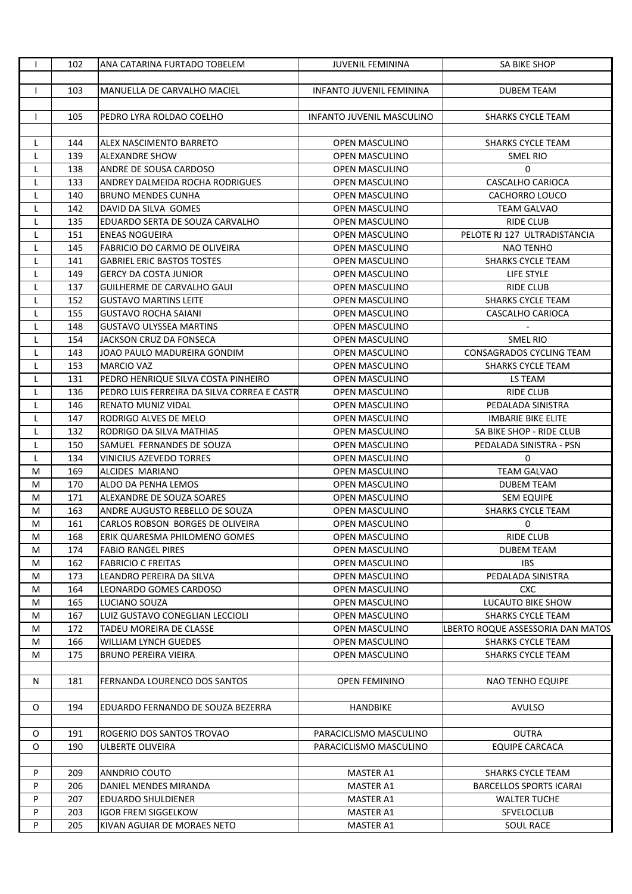| | | | | |
|---|---|---|---|---|
| I | 102 | ANA CATARINA FURTADO TOBELEM | JUVENIL FEMININA | SA BIKE SHOP |
| | | | | |
| I | 103 | MANUELLA DE CARVALHO MACIEL | INFANTO JUVENIL FEMININA | DUBEM TEAM |
| | | | | |
| I | 105 | PEDRO LYRA ROLDAO COELHO | INFANTO JUVENIL MASCULINO | SHARKS CYCLE TEAM |
| | | | | |
| L | 144 | ALEX NASCIMENTO BARRETO | OPEN MASCULINO | SHARKS CYCLE TEAM |
| L | 139 | ALEXANDRE SHOW | OPEN MASCULINO | SMEL RIO |
| L | 138 | ANDRE DE SOUSA CARDOSO | OPEN MASCULINO | 0 |
| L | 133 | ANDREY DALMEIDA ROCHA RODRIGUES | OPEN MASCULINO | CASCALHO CARIOCA |
| L | 140 | BRUNO MENDES CUNHA | OPEN MASCULINO | CACHORRO LOUCO |
| L | 142 | DAVID DA SILVA GOMES | OPEN MASCULINO | TEAM GALVAO |
| L | 135 | EDUARDO SERTA DE SOUZA CARVALHO | OPEN MASCULINO | RIDE CLUB |
| L | 151 | ENEAS NOGUEIRA | OPEN MASCULINO | PELOTE RJ 127 ULTRADISTANCIA |
| L | 145 | FABRICIO DO CARMO DE OLIVEIRA | OPEN MASCULINO | NAO TENHO |
| L | 141 | GABRIEL ERIC BASTOS TOSTES | OPEN MASCULINO | SHARKS CYCLE TEAM |
| L | 149 | GERCY DA COSTA JUNIOR | OPEN MASCULINO | LIFE STYLE |
| L | 137 | GUILHERME DE CARVALHO GAUI | OPEN MASCULINO | RIDE CLUB |
| L | 152 | GUSTAVO MARTINS LEITE | OPEN MASCULINO | SHARKS CYCLE TEAM |
| L | 155 | GUSTAVO ROCHA SAIANI | OPEN MASCULINO | CASCALHO CARIOCA |
| L | 148 | GUSTAVO ULYSSEA MARTINS | OPEN MASCULINO | - |
| L | 154 | JACKSON CRUZ DA FONSECA | OPEN MASCULINO | SMEL RIO |
| L | 143 | JOAO PAULO MADUREIRA GONDIM | OPEN MASCULINO | CONSAGRADOS CYCLING TEAM |
| L | 153 | MARCIO VAZ | OPEN MASCULINO | SHARKS CYCLE TEAM |
| L | 131 | PEDRO HENRIQUE SILVA COSTA PINHEIRO | OPEN MASCULINO | LS TEAM |
| L | 136 | PEDRO LUIS FERREIRA DA SILVA CORREA E CASTR | OPEN MASCULINO | RIDE CLUB |
| L | 146 | RENATO MUNIZ VIDAL | OPEN MASCULINO | PEDALADA SINISTRA |
| L | 147 | RODRIGO ALVES DE MELO | OPEN MASCULINO | IMBARIE BIKE ELITE |
| L | 132 | RODRIGO DA SILVA MATHIAS | OPEN MASCULINO | SA BIKE SHOP - RIDE CLUB |
| L | 150 | SAMUEL FERNANDES DE SOUZA | OPEN MASCULINO | PEDALADA SINISTRA - PSN |
| L | 134 | VINICIUS AZEVEDO TORRES | OPEN MASCULINO | 0 |
| M | 169 | ALCIDES MARIANO | OPEN MASCULINO | TEAM GALVAO |
| M | 170 | ALDO DA PENHA LEMOS | OPEN MASCULINO | DUBEM TEAM |
| M | 171 | ALEXANDRE DE SOUZA SOARES | OPEN MASCULINO | SEM EQUIPE |
| M | 163 | ANDRE AUGUSTO REBELLO DE SOUZA | OPEN MASCULINO | SHARKS CYCLE TEAM |
| M | 161 | CARLOS ROBSON BORGES DE OLIVEIRA | OPEN MASCULINO | 0 |
| M | 168 | ERIK QUARESMA PHILOMENO GOMES | OPEN MASCULINO | RIDE CLUB |
| M | 174 | FABIO RANGEL PIRES | OPEN MASCULINO | DUBEM TEAM |
| M | 162 | FABRICIO C FREITAS | OPEN MASCULINO | IBS |
| M | 173 | LEANDRO PEREIRA DA SILVA | OPEN MASCULINO | PEDALADA SINISTRA |
| M | 164 | LEONARDO GOMES CARDOSO | OPEN MASCULINO | CXC |
| M | 165 | LUCIANO SOUZA | OPEN MASCULINO | LUCAUTO BIKE SHOW |
| M | 167 | LUIZ GUSTAVO CONEGLIAN LECCIOLI | OPEN MASCULINO | SHARKS CYCLE TEAM |
| M | 172 | TADEU MOREIRA DE CLASSE | OPEN MASCULINO | LBERTO ROQUE ASSESSORIA DAN MATOS |
| M | 166 | WILLIAM LYNCH GUEDES | OPEN MASCULINO | SHARKS CYCLE TEAM |
| M | 175 | BRUNO PEREIRA VIEIRA | OPEN MASCULINO | SHARKS CYCLE TEAM |
| | | | | |
| N | 181 | FERNANDA LOURENCO DOS SANTOS | OPEN FEMININO | NAO TENHO EQUIPE |
| | | | | |
| O | 194 | EDUARDO FERNANDO DE SOUZA BEZERRA | HANDBIKE | AVULSO |
| | | | | |
| O | 191 | ROGERIO DOS SANTOS TROVAO | PARACICLISMO MASCULINO | OUTRA |
| O | 190 | ULBERTE OLIVEIRA | PARACICLISMO MASCULINO | EQUIPE CARCACA |
| | | | | |
| P | 209 | ANNDRIO COUTO | MASTER A1 | SHARKS CYCLE TEAM |
| P | 206 | DANIEL MENDES MIRANDA | MASTER A1 | BARCELLOS SPORTS ICARAI |
| P | 207 | EDUARDO SHULDIENER | MASTER A1 | WALTER TUCHE |
| P | 203 | IGOR FREM SIGGELKOW | MASTER A1 | SFVELOCLUB |
| P | 205 | KIVAN AGUIAR DE MORAES NETO | MASTER A1 | SOUL RACE |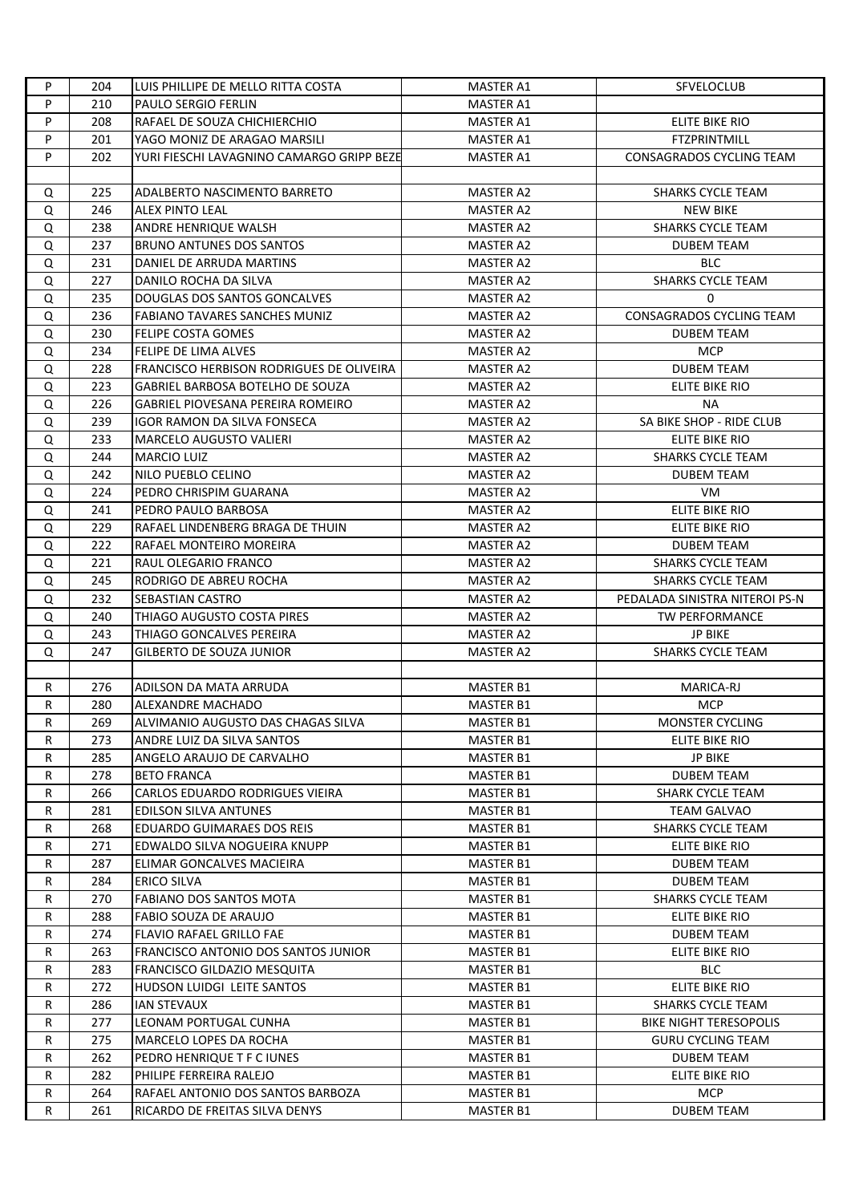| P | 204 | LUIS PHILLIPE DE MELLO RITTA COSTA | MASTER A1 | SFVELOCLUB |
|---|---|---|---|---|
| P | 210 | PAULO SERGIO FERLIN | MASTER A1 | |
| P | 208 | RAFAEL DE SOUZA CHICHIERCHIO | MASTER A1 | ELITE BIKE RIO |
| P | 201 | YAGO MONIZ DE ARAGAO MARSILI | MASTER A1 | FTZPRINTMILL |
| P | 202 | YURI FIESCHI LAVAGNINO CAMARGO GRIPP BEZE | MASTER A1 | CONSAGRADOS CYCLING TEAM |
| | | | | |
| Q | 225 | ADALBERTO NASCIMENTO BARRETO | MASTER A2 | SHARKS CYCLE TEAM |
| Q | 246 | ALEX PINTO LEAL | MASTER A2 | NEW BIKE |
| Q | 238 | ANDRE HENRIQUE WALSH | MASTER A2 | SHARKS CYCLE TEAM |
| Q | 237 | BRUNO ANTUNES DOS SANTOS | MASTER A2 | DUBEM TEAM |
| Q | 231 | DANIEL DE ARRUDA MARTINS | MASTER A2 | BLC |
| Q | 227 | DANILO ROCHA DA SILVA | MASTER A2 | SHARKS CYCLE TEAM |
| Q | 235 | DOUGLAS DOS SANTOS GONCALVES | MASTER A2 | 0 |
| Q | 236 | FABIANO TAVARES SANCHES MUNIZ | MASTER A2 | CONSAGRADOS CYCLING TEAM |
| Q | 230 | FELIPE COSTA GOMES | MASTER A2 | DUBEM TEAM |
| Q | 234 | FELIPE DE LIMA ALVES | MASTER A2 | MCP |
| Q | 228 | FRANCISCO HERBISON RODRIGUES DE OLIVEIRA | MASTER A2 | DUBEM TEAM |
| Q | 223 | GABRIEL BARBOSA BOTELHO DE SOUZA | MASTER A2 | ELITE BIKE RIO |
| Q | 226 | GABRIEL PIOVESANA PEREIRA ROMEIRO | MASTER A2 | NA |
| Q | 239 | IGOR RAMON DA SILVA FONSECA | MASTER A2 | SA BIKE SHOP - RIDE CLUB |
| Q | 233 | MARCELO AUGUSTO VALIERI | MASTER A2 | ELITE BIKE RIO |
| Q | 244 | MARCIO LUIZ | MASTER A2 | SHARKS CYCLE TEAM |
| Q | 242 | NILO PUEBLO CELINO | MASTER A2 | DUBEM TEAM |
| Q | 224 | PEDRO CHRISPIM GUARANA | MASTER A2 | VM |
| Q | 241 | PEDRO PAULO BARBOSA | MASTER A2 | ELITE BIKE RIO |
| Q | 229 | RAFAEL LINDENBERG BRAGA DE THUIN | MASTER A2 | ELITE BIKE RIO |
| Q | 222 | RAFAEL MONTEIRO MOREIRA | MASTER A2 | DUBEM TEAM |
| Q | 221 | RAUL OLEGARIO FRANCO | MASTER A2 | SHARKS CYCLE TEAM |
| Q | 245 | RODRIGO DE ABREU ROCHA | MASTER A2 | SHARKS CYCLE TEAM |
| Q | 232 | SEBASTIAN CASTRO | MASTER A2 | PEDALADA SINISTRA NITEROI PS-N |
| Q | 240 | THIAGO AUGUSTO COSTA PIRES | MASTER A2 | TW PERFORMANCE |
| Q | 243 | THIAGO GONCALVES PEREIRA | MASTER A2 | JP BIKE |
| Q | 247 | GILBERTO DE SOUZA JUNIOR | MASTER A2 | SHARKS CYCLE TEAM |
| | | | | |
| R | 276 | ADILSON DA MATA ARRUDA | MASTER B1 | MARICA-RJ |
| R | 280 | ALEXANDRE MACHADO | MASTER B1 | MCP |
| R | 269 | ALVIMANIO AUGUSTO DAS CHAGAS SILVA | MASTER B1 | MONSTER CYCLING |
| R | 273 | ANDRE LUIZ DA SILVA SANTOS | MASTER B1 | ELITE BIKE RIO |
| R | 285 | ANGELO ARAUJO DE CARVALHO | MASTER B1 | JP BIKE |
| R | 278 | BETO FRANCA | MASTER B1 | DUBEM TEAM |
| R | 266 | CARLOS EDUARDO RODRIGUES VIEIRA | MASTER B1 | SHARK CYCLE TEAM |
| R | 281 | EDILSON SILVA ANTUNES | MASTER B1 | TEAM GALVAO |
| R | 268 | EDUARDO GUIMARAES DOS REIS | MASTER B1 | SHARKS CYCLE TEAM |
| R | 271 | EDWALDO SILVA NOGUEIRA KNUPP | MASTER B1 | ELITE BIKE RIO |
| R | 287 | ELIMAR GONCALVES MACIEIRA | MASTER B1 | DUBEM TEAM |
| R | 284 | ERICO SILVA | MASTER B1 | DUBEM TEAM |
| R | 270 | FABIANO DOS SANTOS MOTA | MASTER B1 | SHARKS CYCLE TEAM |
| R | 288 | FABIO SOUZA DE ARAUJO | MASTER B1 | ELITE BIKE RIO |
| R | 274 | FLAVIO RAFAEL GRILLO FAE | MASTER B1 | DUBEM TEAM |
| R | 263 | FRANCISCO ANTONIO DOS SANTOS JUNIOR | MASTER B1 | ELITE BIKE RIO |
| R | 283 | FRANCISCO GILDAZIO MESQUITA | MASTER B1 | BLC |
| R | 272 | HUDSON LUIDGI LEITE SANTOS | MASTER B1 | ELITE BIKE RIO |
| R | 286 | IAN STEVAUX | MASTER B1 | SHARKS CYCLE TEAM |
| R | 277 | LEONAM PORTUGAL CUNHA | MASTER B1 | BIKE NIGHT TERESOPOLIS |
| R | 275 | MARCELO LOPES DA ROCHA | MASTER B1 | GURU CYCLING TEAM |
| R | 262 | PEDRO HENRIQUE T F C IUNES | MASTER B1 | DUBEM TEAM |
| R | 282 | PHILIPE FERREIRA RALEJO | MASTER B1 | ELITE BIKE RIO |
| R | 264 | RAFAEL ANTONIO DOS SANTOS BARBOZA | MASTER B1 | MCP |
| R | 261 | RICARDO DE FREITAS SILVA DENYS | MASTER B1 | DUBEM TEAM |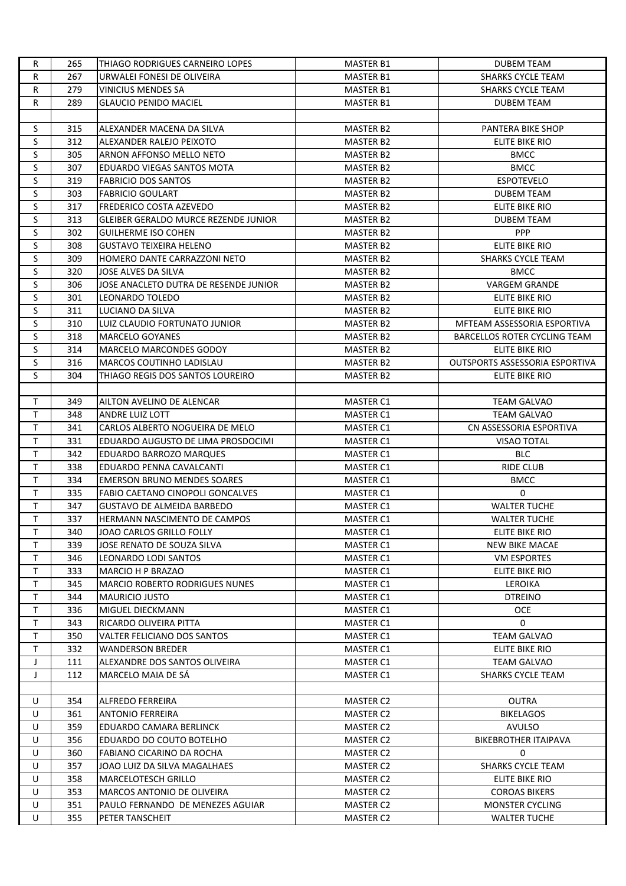| R | 265 | THIAGO RODRIGUES CARNEIRO LOPES | MASTER B1 | DUBEM TEAM |
|---|---|---|---|---|
| R | 267 | URWALEI FONESI DE OLIVEIRA | MASTER B1 | SHARKS CYCLE TEAM |
| R | 279 | VINICIUS MENDES SA | MASTER B1 | SHARKS CYCLE TEAM |
| R | 289 | GLAUCIO PENIDO MACIEL | MASTER B1 | DUBEM TEAM |
| | | | | |
| S | 315 | ALEXANDER MACENA DA SILVA | MASTER B2 | PANTERA BIKE SHOP |
| S | 312 | ALEXANDER RALEJO PEIXOTO | MASTER B2 | ELITE BIKE RIO |
| S | 305 | ARNON AFFONSO MELLO NETO | MASTER B2 | BMCC |
| S | 307 | EDUARDO VIEGAS SANTOS MOTA | MASTER B2 | BMCC |
| S | 319 | FABRICIO DOS SANTOS | MASTER B2 | ESPOTEVELO |
| S | 303 | FABRICIO GOULART | MASTER B2 | DUBEM TEAM |
| S | 317 | FREDERICO COSTA AZEVEDO | MASTER B2 | ELITE BIKE RIO |
| S | 313 | GLEIBER GERALDO MURCE REZENDE JUNIOR | MASTER B2 | DUBEM TEAM |
| S | 302 | GUILHERME ISO COHEN | MASTER B2 | PPP |
| S | 308 | GUSTAVO TEIXEIRA HELENO | MASTER B2 | ELITE BIKE RIO |
| S | 309 | HOMERO DANTE CARRAZZONI NETO | MASTER B2 | SHARKS CYCLE TEAM |
| S | 320 | JOSE ALVES DA SILVA | MASTER B2 | BMCC |
| S | 306 | JOSE ANACLETO DUTRA DE RESENDE JUNIOR | MASTER B2 | VARGEM GRANDE |
| S | 301 | LEONARDO TOLEDO | MASTER B2 | ELITE BIKE RIO |
| S | 311 | LUCIANO DA SILVA | MASTER B2 | ELITE BIKE RIO |
| S | 310 | LUIZ CLAUDIO FORTUNATO JUNIOR | MASTER B2 | MFTEAM ASSESSORIA ESPORTIVA |
| S | 318 | MARCELO GOYANES | MASTER B2 | BARCELLOS ROTER CYCLING TEAM |
| S | 314 | MARCELO MARCONDES GODOY | MASTER B2 | ELITE BIKE RIO |
| S | 316 | MARCOS COUTINHO LADISLAU | MASTER B2 | OUTSPORTS ASSESSORIA ESPORTIVA |
| S | 304 | THIAGO REGIS DOS SANTOS LOUREIRO | MASTER B2 | ELITE BIKE RIO |
| | | | | |
| T | 349 | AILTON AVELINO DE ALENCAR | MASTER C1 | TEAM GALVAO |
| T | 348 | ANDRE LUIZ LOTT | MASTER C1 | TEAM GALVAO |
| T | 341 | CARLOS ALBERTO NOGUEIRA DE MELO | MASTER C1 | CN ASSESSORIA ESPORTIVA |
| T | 331 | EDUARDO AUGUSTO DE LIMA PROSDOCIMI | MASTER C1 | VISAO TOTAL |
| T | 342 | EDUARDO BARROZO MARQUES | MASTER C1 | BLC |
| T | 338 | EDUARDO PENNA CAVALCANTI | MASTER C1 | RIDE CLUB |
| T | 334 | EMERSON BRUNO MENDES SOARES | MASTER C1 | BMCC |
| T | 335 | FABIO CAETANO CINOPOLI GONCALVES | MASTER C1 | 0 |
| T | 347 | GUSTAVO DE ALMEIDA BARBEDO | MASTER C1 | WALTER TUCHE |
| T | 337 | HERMANN NASCIMENTO DE CAMPOS | MASTER C1 | WALTER TUCHE |
| T | 340 | JOAO CARLOS GRILLO FOLLY | MASTER C1 | ELITE BIKE RIO |
| T | 339 | JOSE RENATO DE SOUZA SILVA | MASTER C1 | NEW BIKE MACAE |
| T | 346 | LEONARDO LODI SANTOS | MASTER C1 | VM ESPORTES |
| T | 333 | MARCIO H P BRAZAO | MASTER C1 | ELITE BIKE RIO |
| T | 345 | MARCIO ROBERTO RODRIGUES NUNES | MASTER C1 | LEROIKA |
| T | 344 | MAURICIO JUSTO | MASTER C1 | DTREINO |
| T | 336 | MIGUEL DIECKMANN | MASTER C1 | OCE |
| T | 343 | RICARDO OLIVEIRA PITTA | MASTER C1 | 0 |
| T | 350 | VALTER FELICIANO DOS SANTOS | MASTER C1 | TEAM GALVAO |
| T | 332 | WANDERSON BREDER | MASTER C1 | ELITE BIKE RIO |
| J | 111 | ALEXANDRE DOS SANTOS OLIVEIRA | MASTER C1 | TEAM GALVAO |
| J | 112 | MARCELO MAIA DE SÁ | MASTER C1 | SHARKS CYCLE TEAM |
| | | | | |
| U | 354 | ALFREDO FERREIRA | MASTER C2 | OUTRA |
| U | 361 | ANTONIO FERREIRA | MASTER C2 | BIKELAGOS |
| U | 359 | EDUARDO CAMARA BERLINCK | MASTER C2 | AVULSO |
| U | 356 | EDUARDO DO COUTO BOTELHO | MASTER C2 | BIKEBROTHER ITAIPAVA |
| U | 360 | FABIANO CICARINO DA ROCHA | MASTER C2 | 0 |
| U | 357 | JOAO LUIZ DA SILVA MAGALHAES | MASTER C2 | SHARKS CYCLE TEAM |
| U | 358 | MARCELOTESCH GRILLO | MASTER C2 | ELITE BIKE RIO |
| U | 353 | MARCOS ANTONIO DE OLIVEIRA | MASTER C2 | COROAS BIKERS |
| U | 351 | PAULO FERNANDO DE MENEZES AGUIAR | MASTER C2 | MONSTER CYCLING |
| U | 355 | PETER TANSCHEIT | MASTER C2 | WALTER TUCHE |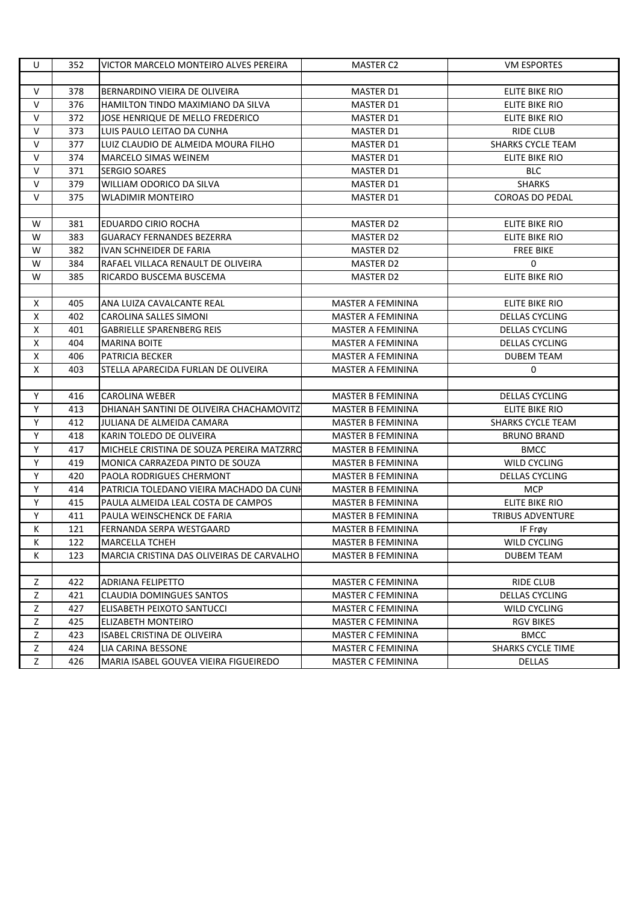| | | | | |
|---|---|---|---|---|
| U | 352 | VICTOR MARCELO MONTEIRO ALVES PEREIRA | MASTER C2 | VM ESPORTES |
| | | | | |
| V | 378 | BERNARDINO VIEIRA DE OLIVEIRA | MASTER D1 | ELITE BIKE RIO |
| V | 376 | HAMILTON TINDO MAXIMIANO DA SILVA | MASTER D1 | ELITE BIKE RIO |
| V | 372 | JOSE HENRIQUE DE MELLO FREDERICO | MASTER D1 | ELITE BIKE RIO |
| V | 373 | LUIS PAULO LEITAO DA CUNHA | MASTER D1 | RIDE CLUB |
| V | 377 | LUIZ CLAUDIO DE ALMEIDA MOURA FILHO | MASTER D1 | SHARKS CYCLE TEAM |
| V | 374 | MARCELO SIMAS WEINEM | MASTER D1 | ELITE BIKE RIO |
| V | 371 | SERGIO SOARES | MASTER D1 | BLC |
| V | 379 | WILLIAM ODORICO DA SILVA | MASTER D1 | SHARKS |
| V | 375 | WLADIMIR MONTEIRO | MASTER D1 | COROAS DO PEDAL |
| | | | | |
| W | 381 | EDUARDO CIRIO ROCHA | MASTER D2 | ELITE BIKE RIO |
| W | 383 | GUARACY FERNANDES BEZERRA | MASTER D2 | ELITE BIKE RIO |
| W | 382 | IVAN SCHNEIDER DE FARIA | MASTER D2 | FREE BIKE |
| W | 384 | RAFAEL VILLACA RENAULT DE OLIVEIRA | MASTER D2 | 0 |
| W | 385 | RICARDO BUSCEMA BUSCEMA | MASTER D2 | ELITE BIKE RIO |
| | | | | |
| X | 405 | ANA LUIZA CAVALCANTE REAL | MASTER A FEMININA | ELITE BIKE RIO |
| X | 402 | CAROLINA SALLES SIMONI | MASTER A FEMININA | DELLAS CYCLING |
| X | 401 | GABRIELLE SPARENBERG REIS | MASTER A FEMININA | DELLAS CYCLING |
| X | 404 | MARINA BOITE | MASTER A FEMININA | DELLAS CYCLING |
| X | 406 | PATRICIA BECKER | MASTER A FEMININA | DUBEM TEAM |
| X | 403 | STELLA APARECIDA FURLAN DE OLIVEIRA | MASTER A FEMININA | 0 |
| | | | | |
| Y | 416 | CAROLINA WEBER | MASTER B FEMININA | DELLAS CYCLING |
| Y | 413 | DHIANAH SANTINI DE OLIVEIRA CHACHAMOVITZ | MASTER B FEMININA | ELITE BIKE RIO |
| Y | 412 | JULIANA DE ALMEIDA CAMARA | MASTER B FEMININA | SHARKS CYCLE TEAM |
| Y | 418 | KARIN TOLEDO DE OLIVEIRA | MASTER B FEMININA | BRUNO BRAND |
| Y | 417 | MICHELE CRISTINA DE SOUZA PEREIRA MATZRRO | MASTER B FEMININA | BMCC |
| Y | 419 | MONICA CARRAZEDA PINTO DE SOUZA | MASTER B FEMININA | WILD CYCLING |
| Y | 420 | PAOLA RODRIGUES CHERMONT | MASTER B FEMININA | DELLAS CYCLING |
| Y | 414 | PATRICIA TOLEDANO VIEIRA MACHADO DA CUNH | MASTER B FEMININA | MCP |
| Y | 415 | PAULA ALMEIDA LEAL COSTA DE CAMPOS | MASTER B FEMININA | ELITE BIKE RIO |
| Y | 411 | PAULA WEINSCHENCK DE FARIA | MASTER B FEMININA | TRIBUS ADVENTURE |
| K | 121 | FERNANDA SERPA WESTGAARD | MASTER B FEMININA | IF Frøy |
| K | 122 | MARCELLA TCHEH | MASTER B FEMININA | WILD CYCLING |
| K | 123 | MARCIA CRISTINA DAS OLIVEIRAS DE CARVALHO | MASTER B FEMININA | DUBEM TEAM |
| | | | | |
| Z | 422 | ADRIANA FELIPETTO | MASTER C FEMININA | RIDE CLUB |
| Z | 421 | CLAUDIA DOMINGUES SANTOS | MASTER C FEMININA | DELLAS CYCLING |
| Z | 427 | ELISABETH PEIXOTO SANTUCCI | MASTER C FEMININA | WILD CYCLING |
| Z | 425 | ELIZABETH MONTEIRO | MASTER C FEMININA | RGV BIKES |
| Z | 423 | ISABEL CRISTINA DE OLIVEIRA | MASTER C FEMININA | BMCC |
| Z | 424 | LIA CARINA BESSONE | MASTER C FEMININA | SHARKS CYCLE TIME |
| Z | 426 | MARIA ISABEL GOUVEA VIEIRA FIGUEIREDO | MASTER C FEMININA | DELLAS |